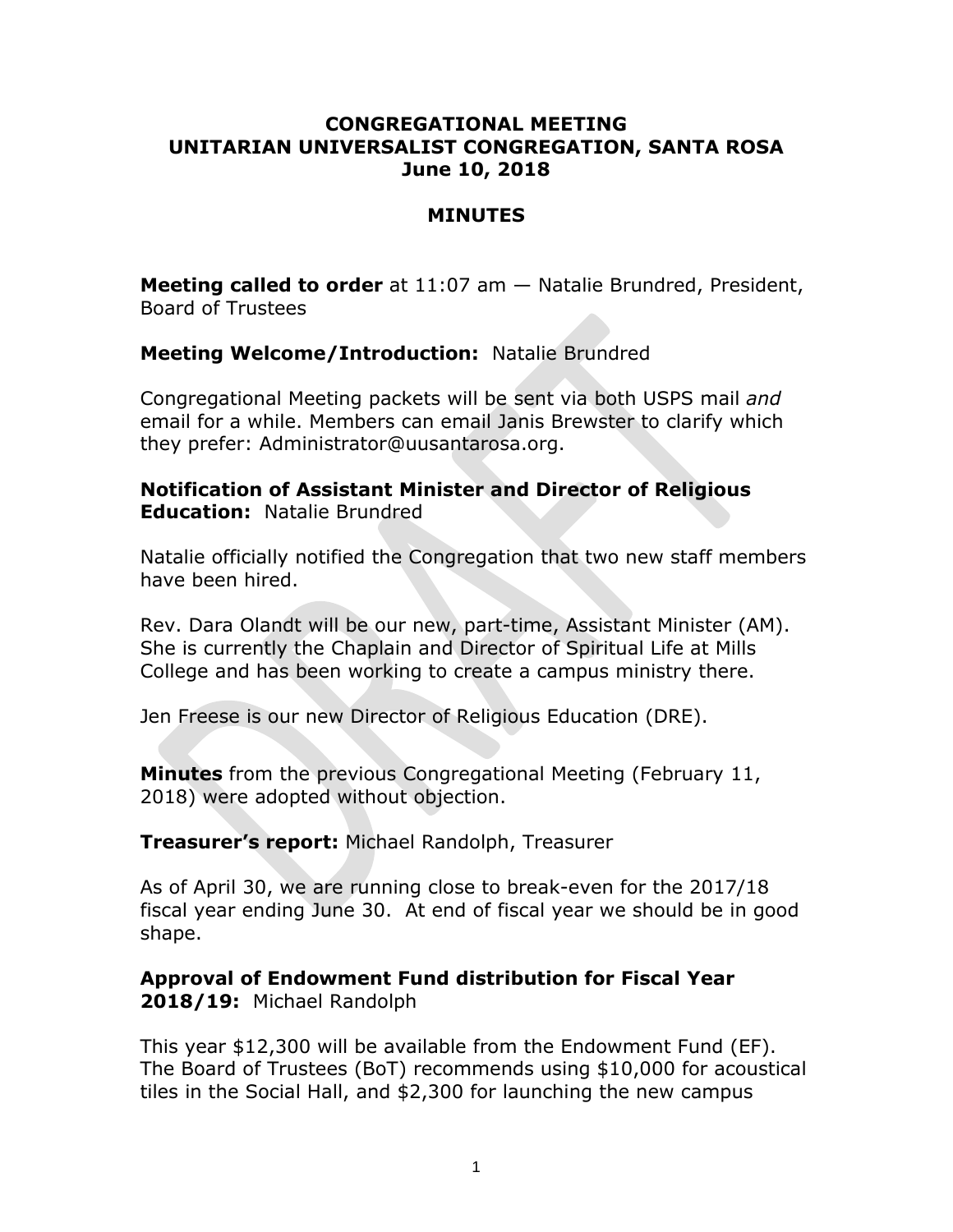# CONGREGATIONAL MEETING
# UNITARIAN UNIVERSALIST CONGREGATION, SANTA ROSA
# June 10, 2018

## MINUTES

**Meeting called to order** at 11:07 am — Natalie Brundred, President, Board of Trustees

**Meeting Welcome/Introduction:** Natalie Brundred

Congregational Meeting packets will be sent via both USPS mail *and* email for a while. Members can email Janis Brewster to clarify which they prefer: Administrator@uusantarosa.org.

**Notification of Assistant Minister and Director of Religious Education:** Natalie Brundred

Natalie officially notified the Congregation that two new staff members have been hired.

Rev. Dara Olandt will be our new, part-time, Assistant Minister (AM). She is currently the Chaplain and Director of Spiritual Life at Mills College and has been working to create a campus ministry there.

Jen Freese is our new Director of Religious Education (DRE).

**Minutes** from the previous Congregational Meeting (February 11, 2018) were adopted without objection.

**Treasurer's report:** Michael Randolph, Treasurer

As of April 30, we are running close to break-even for the 2017/18 fiscal year ending June 30. At end of fiscal year we should be in good shape.

**Approval of Endowment Fund distribution for Fiscal Year 2018/19:** Michael Randolph

This year $12,300 will be available from the Endowment Fund (EF). The Board of Trustees (BoT) recommends using $10,000 for acoustical tiles in the Social Hall, and $2,300 for launching the new campus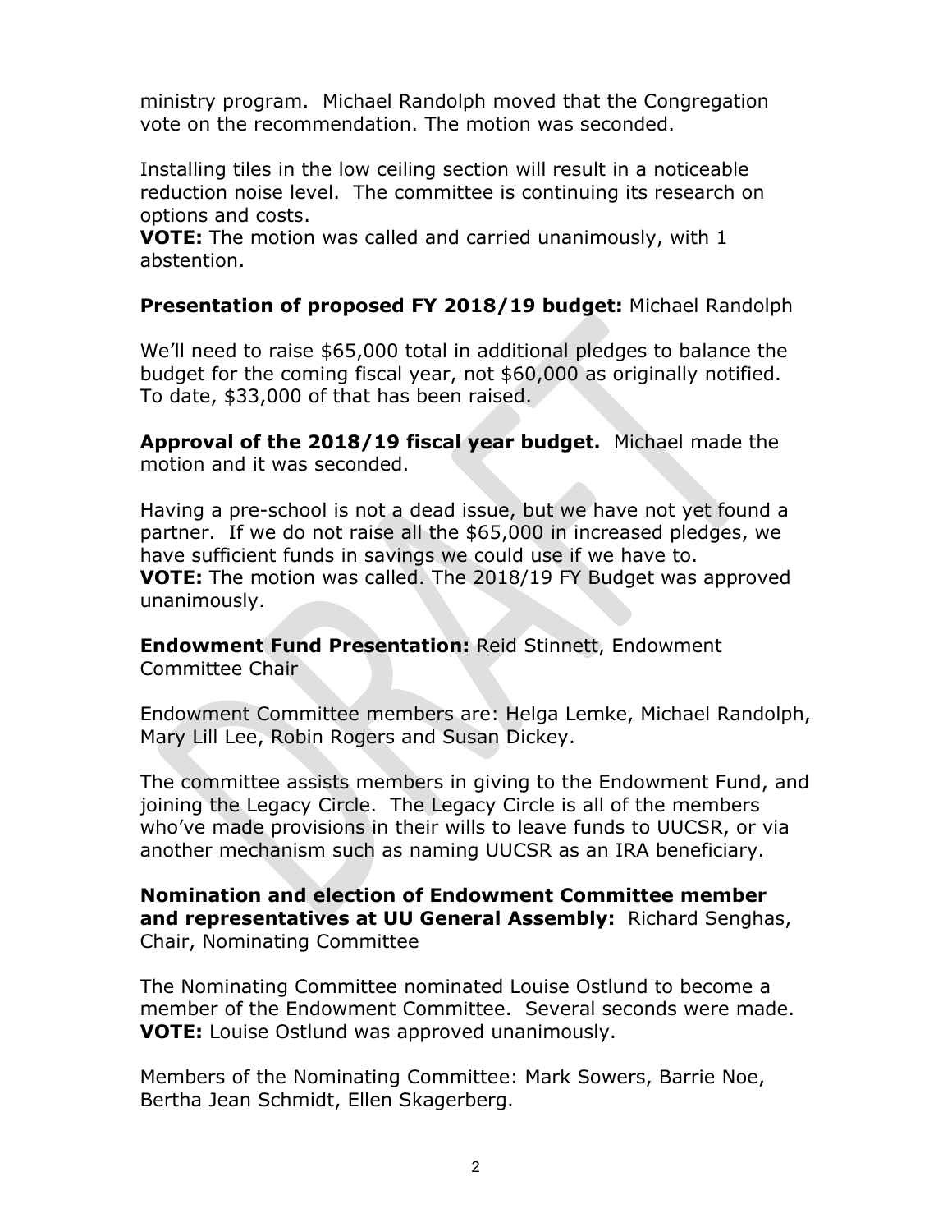ministry program. Michael Randolph moved that the Congregation vote on the recommendation. The motion was seconded.

Installing tiles in the low ceiling section will result in a noticeable reduction noise level. The committee is continuing its research on options and costs.
**VOTE:** The motion was called and carried unanimously, with 1 abstention.

**Presentation of proposed FY 2018/19 budget:** Michael Randolph

We'll need to raise $65,000 total in additional pledges to balance the budget for the coming fiscal year, not $60,000 as originally notified. To date, $33,000 of that has been raised.

**Approval of the 2018/19 fiscal year budget.** Michael made the motion and it was seconded.

Having a pre-school is not a dead issue, but we have not yet found a partner. If we do not raise all the $65,000 in increased pledges, we have sufficient funds in savings we could use if we have to.
**VOTE:** The motion was called. The 2018/19 FY Budget was approved unanimously.

**Endowment Fund Presentation:** Reid Stinnett, Endowment Committee Chair

Endowment Committee members are: Helga Lemke, Michael Randolph, Mary Lill Lee, Robin Rogers and Susan Dickey.

The committee assists members in giving to the Endowment Fund, and joining the Legacy Circle. The Legacy Circle is all of the members who've made provisions in their wills to leave funds to UUCSR, or via another mechanism such as naming UUCSR as an IRA beneficiary.

**Nomination and election of Endowment Committee member and representatives at UU General Assembly:** Richard Senghas, Chair, Nominating Committee

The Nominating Committee nominated Louise Ostlund to become a member of the Endowment Committee. Several seconds were made.
**VOTE:** Louise Ostlund was approved unanimously.

Members of the Nominating Committee: Mark Sowers, Barrie Noe, Bertha Jean Schmidt, Ellen Skagerberg.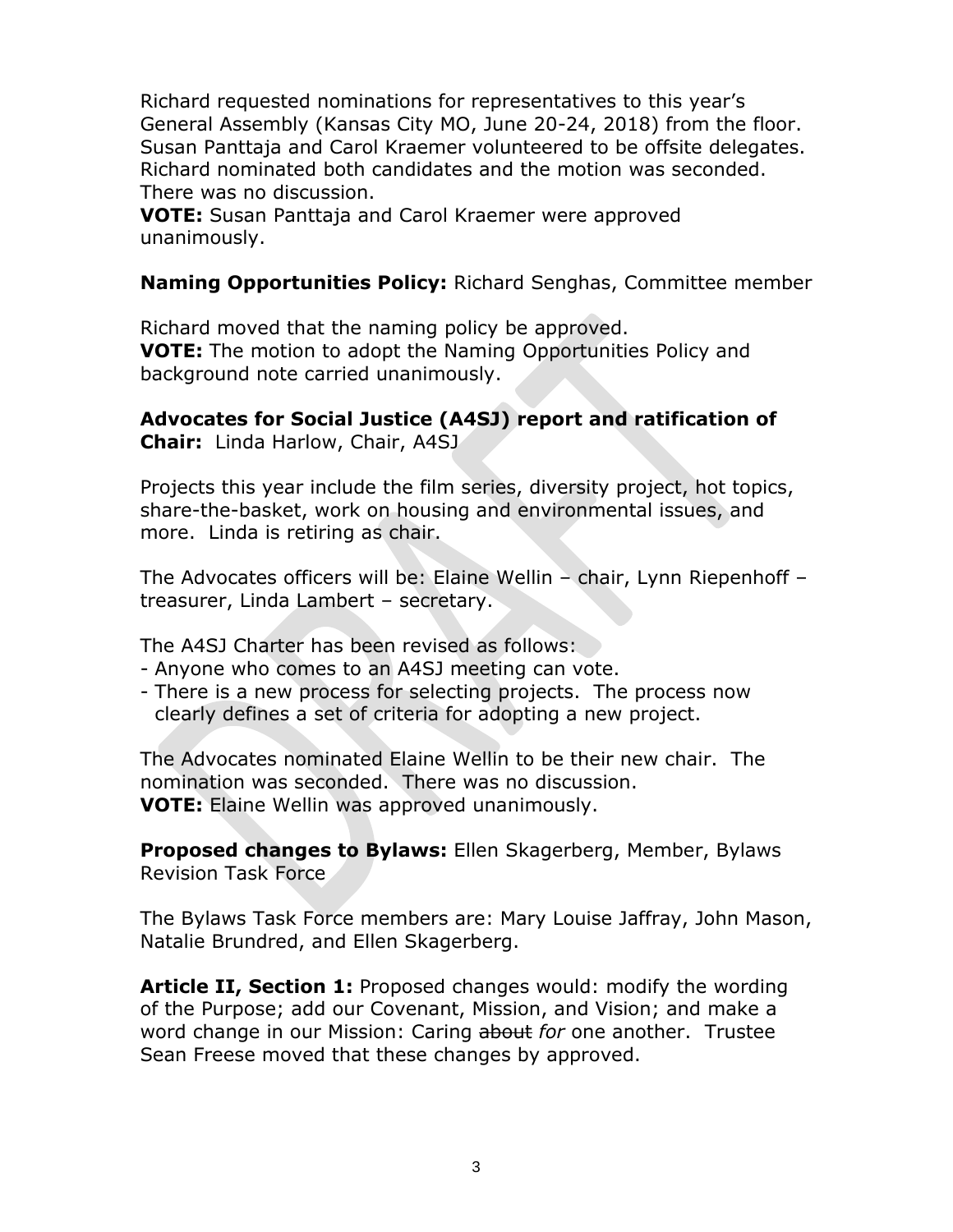Richard requested nominations for representatives to this year's General Assembly (Kansas City MO, June 20-24, 2018) from the floor. Susan Panttaja and Carol Kraemer volunteered to be offsite delegates. Richard nominated both candidates and the motion was seconded. There was no discussion.
**VOTE:** Susan Panttaja and Carol Kraemer were approved unanimously.

**Naming Opportunities Policy:** Richard Senghas, Committee member

Richard moved that the naming policy be approved.
**VOTE:** The motion to adopt the Naming Opportunities Policy and background note carried unanimously.

**Advocates for Social Justice (A4SJ) report and ratification of Chair:** Linda Harlow, Chair, A4SJ

Projects this year include the film series, diversity project, hot topics, share-the-basket, work on housing and environmental issues, and more. Linda is retiring as chair.

The Advocates officers will be: Elaine Wellin – chair, Lynn Riepenhoff – treasurer, Linda Lambert – secretary.

The A4SJ Charter has been revised as follows:
- Anyone who comes to an A4SJ meeting can vote.
- There is a new process for selecting projects. The process now clearly defines a set of criteria for adopting a new project.

The Advocates nominated Elaine Wellin to be their new chair. The nomination was seconded. There was no discussion.
**VOTE:** Elaine Wellin was approved unanimously.

**Proposed changes to Bylaws:** Ellen Skagerberg, Member, Bylaws Revision Task Force

The Bylaws Task Force members are: Mary Louise Jaffray, John Mason, Natalie Brundred, and Ellen Skagerberg.

**Article II, Section 1:** Proposed changes would: modify the wording of the Purpose; add our Covenant, Mission, and Vision; and make a word change in our Mission: Caring ~~about~~ *for* one another. Trustee Sean Freese moved that these changes by approved.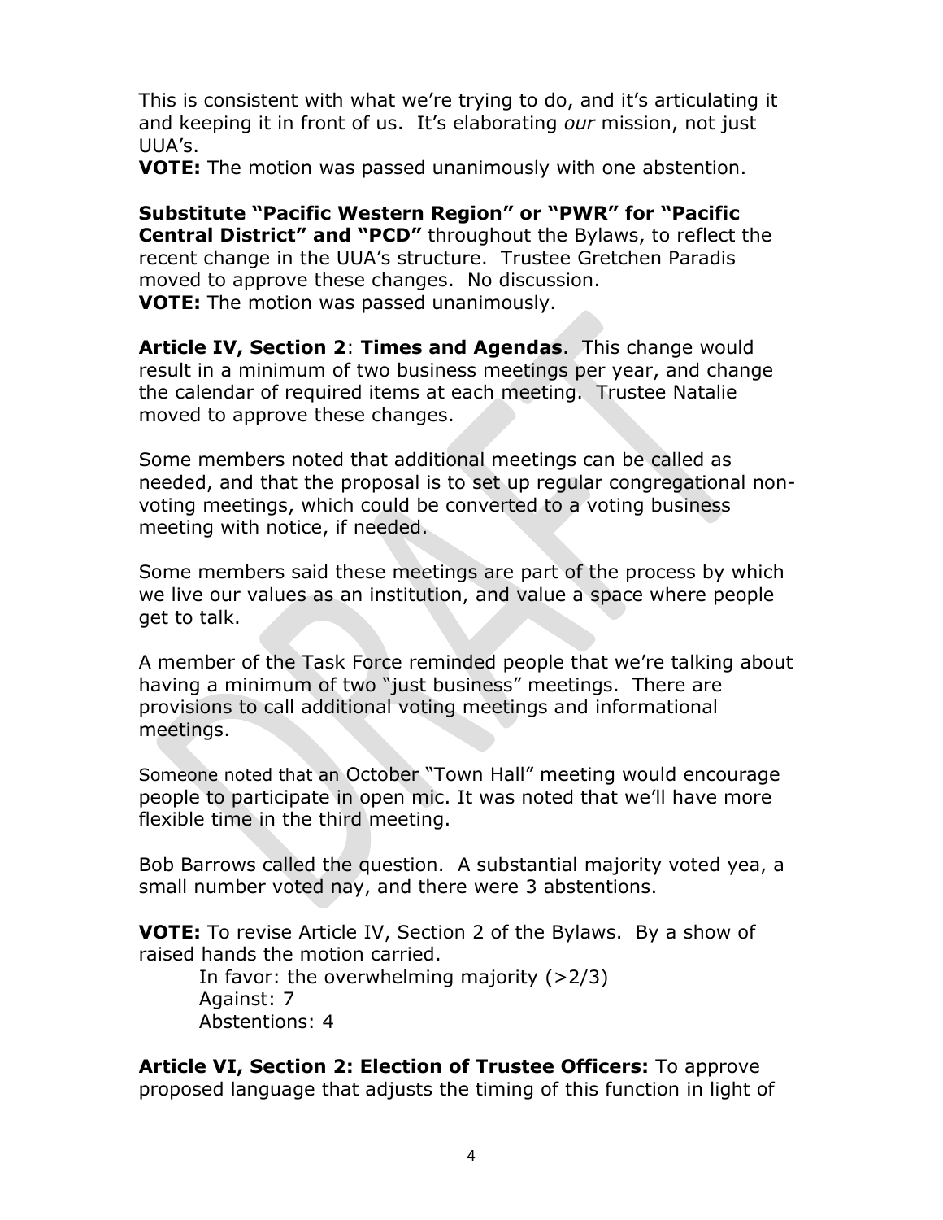This is consistent with what we're trying to do, and it's articulating it and keeping it in front of us. It's elaborating *our* mission, not just UUA's.
**VOTE:** The motion was passed unanimously with one abstention.

**Substitute "Pacific Western Region" or "PWR" for "Pacific Central District" and "PCD"** throughout the Bylaws, to reflect the recent change in the UUA's structure. Trustee Gretchen Paradis moved to approve these changes. No discussion.
**VOTE:** The motion was passed unanimously.

**Article IV, Section 2**: **Times and Agendas**. This change would result in a minimum of two business meetings per year, and change the calendar of required items at each meeting. Trustee Natalie moved to approve these changes.

Some members noted that additional meetings can be called as needed, and that the proposal is to set up regular congregational non-voting meetings, which could be converted to a voting business meeting with notice, if needed.

Some members said these meetings are part of the process by which we live our values as an institution, and value a space where people get to talk.

A member of the Task Force reminded people that we're talking about having a minimum of two "just business" meetings. There are provisions to call additional voting meetings and informational meetings.

Someone noted that an October "Town Hall" meeting would encourage people to participate in open mic. It was noted that we'll have more flexible time in the third meeting.

Bob Barrows called the question. A substantial majority voted yea, a small number voted nay, and there were 3 abstentions.

**VOTE:** To revise Article IV, Section 2 of the Bylaws. By a show of raised hands the motion carried.

- In favor: the overwhelming majority (>2/3)
- Against: 7
- Abstentions: 4

**Article VI, Section 2: Election of Trustee Officers:** To approve proposed language that adjusts the timing of this function in light of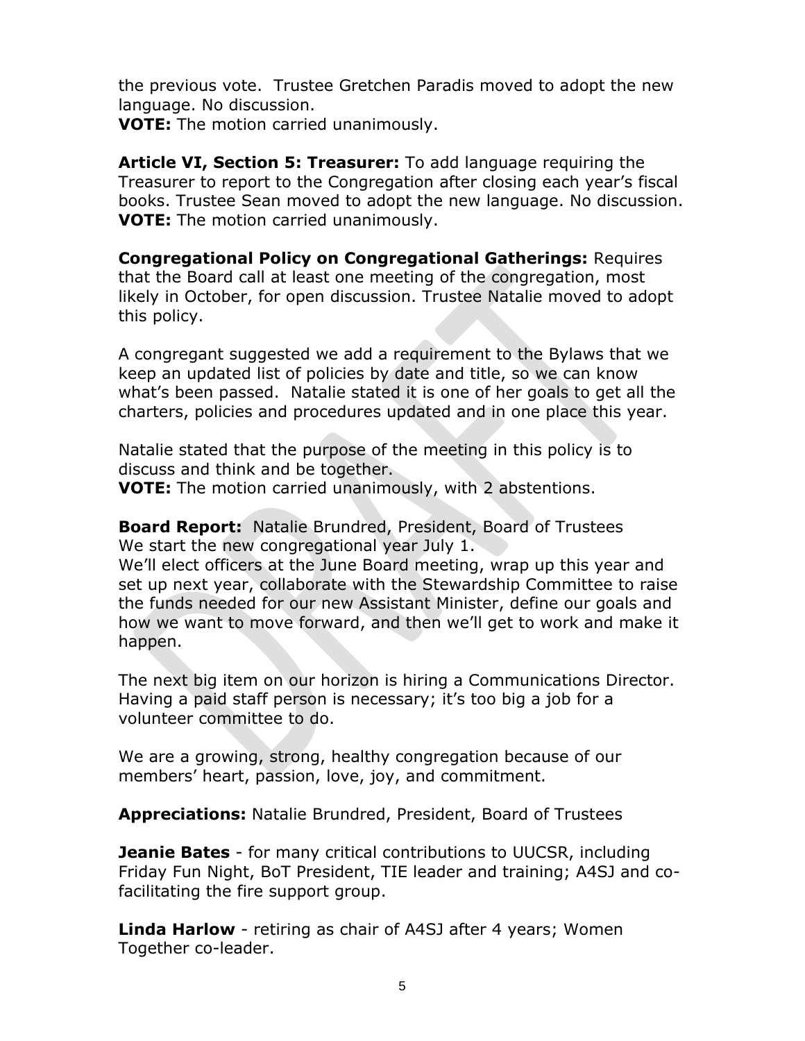the previous vote. Trustee Gretchen Paradis moved to adopt the new language. No discussion.
**VOTE:** The motion carried unanimously.

**Article VI, Section 5: Treasurer:** To add language requiring the Treasurer to report to the Congregation after closing each year's fiscal books. Trustee Sean moved to adopt the new language. No discussion.
**VOTE:** The motion carried unanimously.

**Congregational Policy on Congregational Gatherings:** Requires that the Board call at least one meeting of the congregation, most likely in October, for open discussion. Trustee Natalie moved to adopt this policy.

A congregant suggested we add a requirement to the Bylaws that we keep an updated list of policies by date and title, so we can know what's been passed. Natalie stated it is one of her goals to get all the charters, policies and procedures updated and in one place this year.

Natalie stated that the purpose of the meeting in this policy is to discuss and think and be together.
**VOTE:** The motion carried unanimously, with 2 abstentions.

**Board Report:** Natalie Brundred, President, Board of Trustees
We start the new congregational year July 1.
We'll elect officers at the June Board meeting, wrap up this year and set up next year, collaborate with the Stewardship Committee to raise the funds needed for our new Assistant Minister, define our goals and how we want to move forward, and then we'll get to work and make it happen.

The next big item on our horizon is hiring a Communications Director. Having a paid staff person is necessary; it's too big a job for a volunteer committee to do.

We are a growing, strong, healthy congregation because of our members' heart, passion, love, joy, and commitment.

**Appreciations:** Natalie Brundred, President, Board of Trustees

**Jeanie Bates** - for many critical contributions to UUCSR, including Friday Fun Night, BoT President, TIE leader and training; A4SJ and co-facilitating the fire support group.

**Linda Harlow** - retiring as chair of A4SJ after 4 years; Women Together co-leader.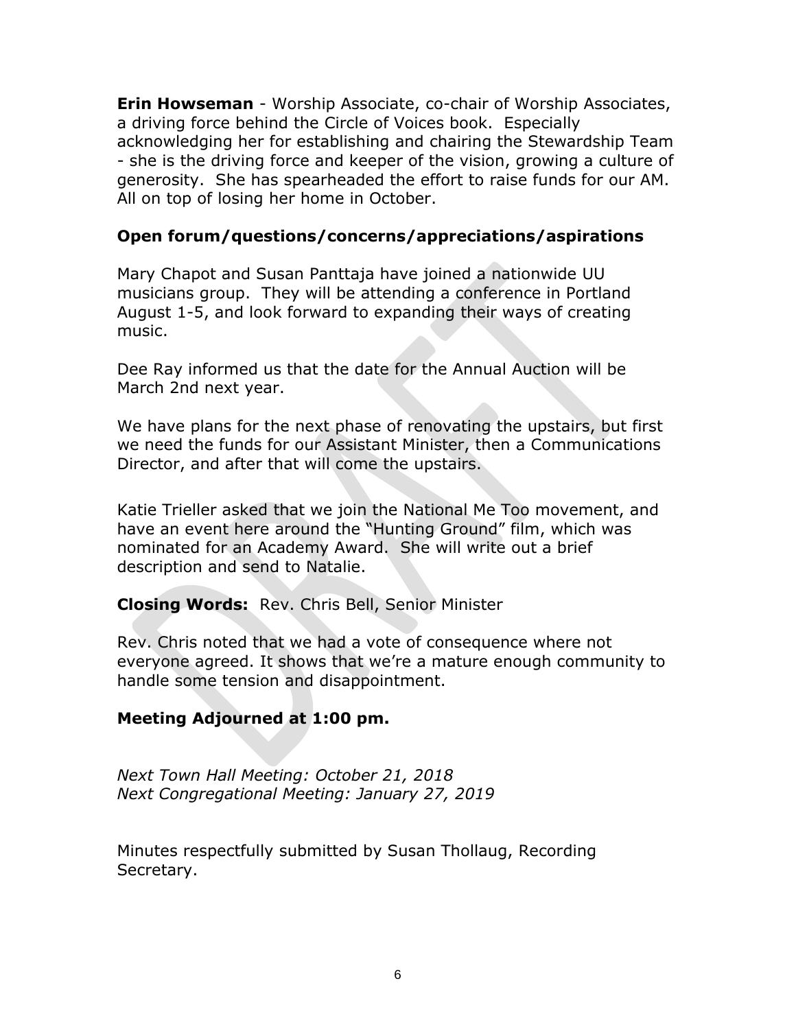**Erin Howseman** - Worship Associate, co-chair of Worship Associates, a driving force behind the Circle of Voices book. Especially acknowledging her for establishing and chairing the Stewardship Team - she is the driving force and keeper of the vision, growing a culture of generosity. She has spearheaded the effort to raise funds for our AM. All on top of losing her home in October.

### Open forum/questions/concerns/appreciations/aspirations

Mary Chapot and Susan Panttaja have joined a nationwide UU musicians group. They will be attending a conference in Portland August 1-5, and look forward to expanding their ways of creating music.

Dee Ray informed us that the date for the Annual Auction will be March 2nd next year.

We have plans for the next phase of renovating the upstairs, but first we need the funds for our Assistant Minister, then a Communications Director, and after that will come the upstairs.

Katie Trieller asked that we join the National Me Too movement, and have an event here around the "Hunting Ground" film, which was nominated for an Academy Award. She will write out a brief description and send to Natalie.

**Closing Words:** Rev. Chris Bell, Senior Minister

Rev. Chris noted that we had a vote of consequence where not everyone agreed. It shows that we're a mature enough community to handle some tension and disappointment.

### Meeting Adjourned at 1:00 pm.

*Next Town Hall Meeting: October 21, 2018*
*Next Congregational Meeting: January 27, 2019*

Minutes respectfully submitted by Susan Thollaug, Recording Secretary.